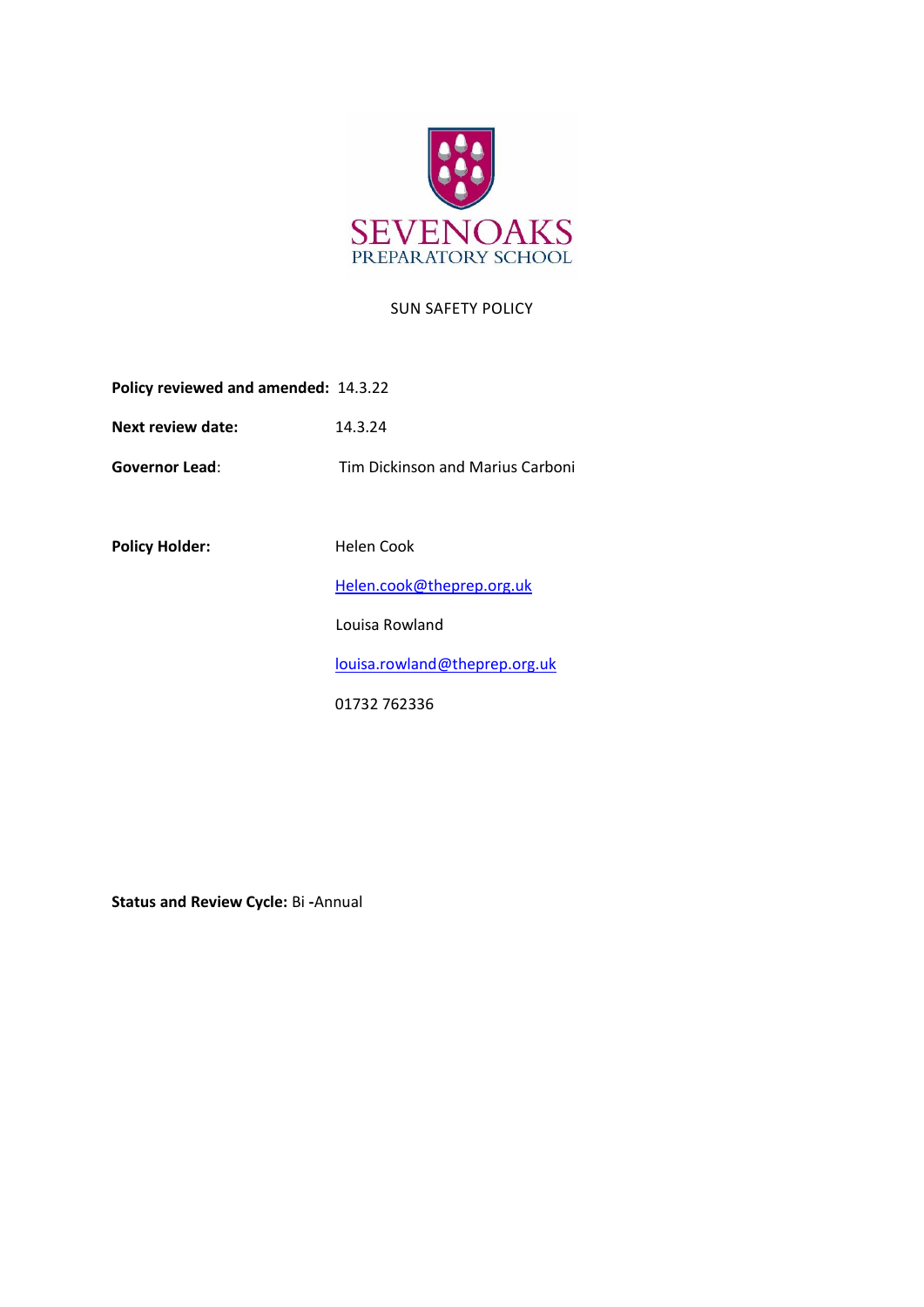SEVENOAKS
PREPARATORY SCHOOL

# SUN SAFETY POLICY

**Policy reviewed and amended:** 14.3.22

**Next review date:** 14.3.24

**Governor Lead**: Tim Dickinson and Marius Carboni

**Policy Holder:** Helen Cook

Helen.cook@theprep.org.uk

Louisa Rowland

louisa.rowland@theprep.org.uk

01732 762336

**Status and Review Cycle:** Bi -Annual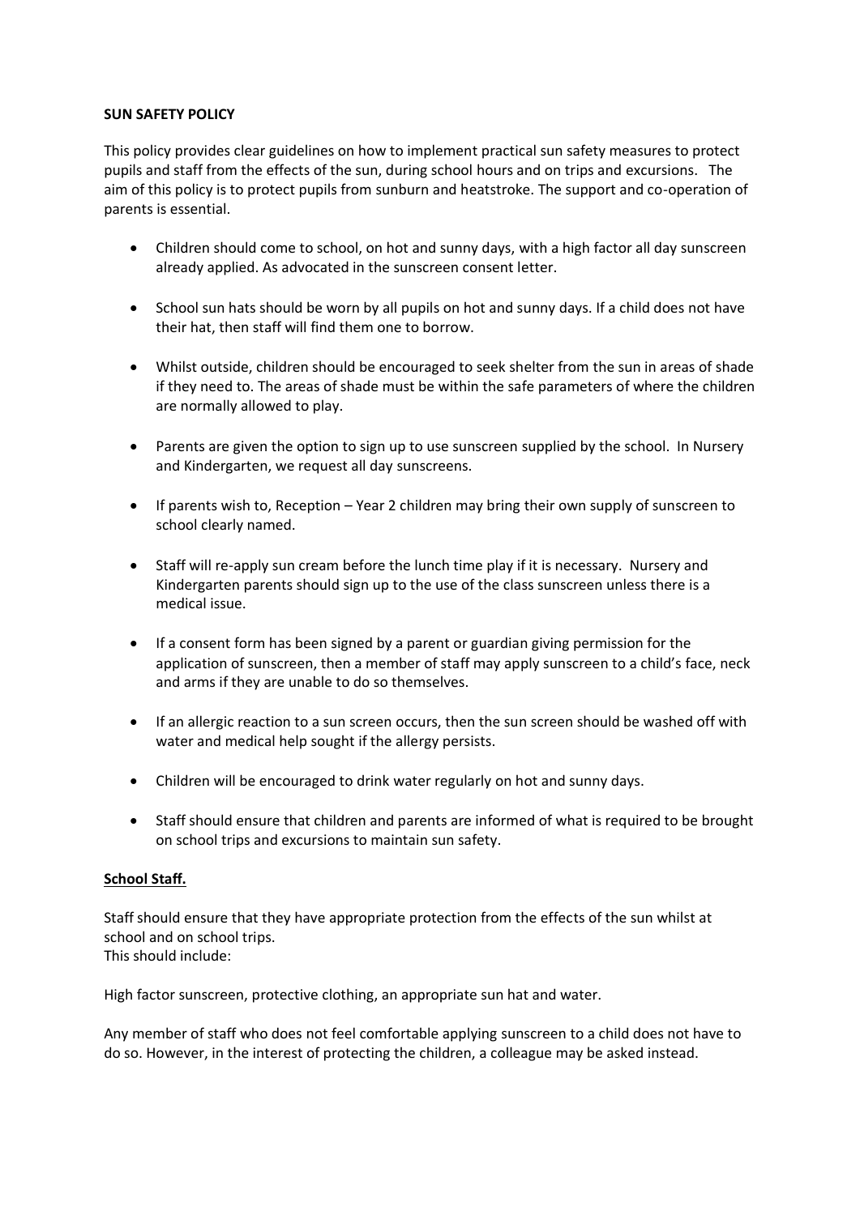**SUN SAFETY POLICY**

This policy provides clear guidelines on how to implement practical sun safety measures to protect pupils and staff from the effects of the sun, during school hours and on trips and excursions. The aim of this policy is to protect pupils from sunburn and heatstroke. The support and co-operation of parents is essential.

- Children should come to school, on hot and sunny days, with a high factor all day sunscreen already applied. As advocated in the sunscreen consent letter.
- School sun hats should be worn by all pupils on hot and sunny days. If a child does not have their hat, then staff will find them one to borrow.
- Whilst outside, children should be encouraged to seek shelter from the sun in areas of shade if they need to. The areas of shade must be within the safe parameters of where the children are normally allowed to play.
- Parents are given the option to sign up to use sunscreen supplied by the school. In Nursery and Kindergarten, we request all day sunscreens.
- If parents wish to, Reception – Year 2 children may bring their own supply of sunscreen to school clearly named.
- Staff will re-apply sun cream before the lunch time play if it is necessary. Nursery and Kindergarten parents should sign up to the use of the class sunscreen unless there is a medical issue.
- If a consent form has been signed by a parent or guardian giving permission for the application of sunscreen, then a member of staff may apply sunscreen to a child's face, neck and arms if they are unable to do so themselves.
- If an allergic reaction to a sun screen occurs, then the sun screen should be washed off with water and medical help sought if the allergy persists.
- Children will be encouraged to drink water regularly on hot and sunny days.
- Staff should ensure that children and parents are informed of what is required to be brought on school trips and excursions to maintain sun safety.

**<u>School Staff.</u>**

Staff should ensure that they have appropriate protection from the effects of the sun whilst at school and on school trips.
This should include:

High factor sunscreen, protective clothing, an appropriate sun hat and water.

Any member of staff who does not feel comfortable applying sunscreen to a child does not have to do so. However, in the interest of protecting the children, a colleague may be asked instead.